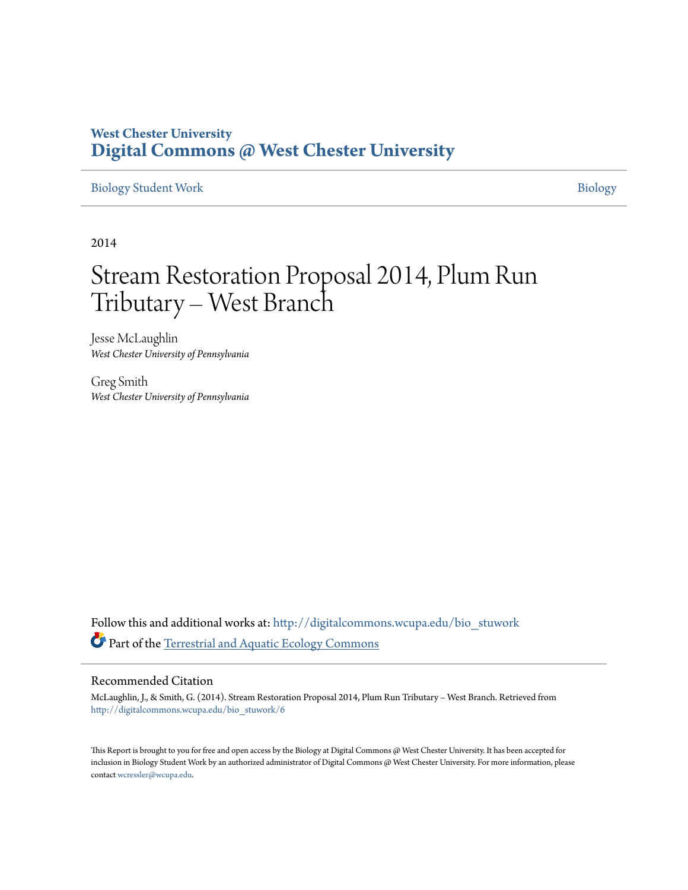**West Chester University**
**Digital Commons @ West Chester University**

Biology Student Work | Biology

2014

# Stream Restoration Proposal 2014, Plum Run Tributary – West Branch

Jesse McLaughlin
*West Chester University of Pennsylvania*

Greg Smith
*West Chester University of Pennsylvania*

Follow this and additional works at: http://digitalcommons.wcupa.edu/bio_stuwork

Part of the Terrestrial and Aquatic Ecology Commons

## Recommended Citation

McLaughlin, J., & Smith, G. (2014). Stream Restoration Proposal 2014, Plum Run Tributary – West Branch. Retrieved from http://digitalcommons.wcupa.edu/bio_stuwork/6

This Report is brought to you for free and open access by the Biology at Digital Commons @ West Chester University. It has been accepted for inclusion in Biology Student Work by an authorized administrator of Digital Commons @ West Chester University. For more information, please contact wcressler@wcupa.edu.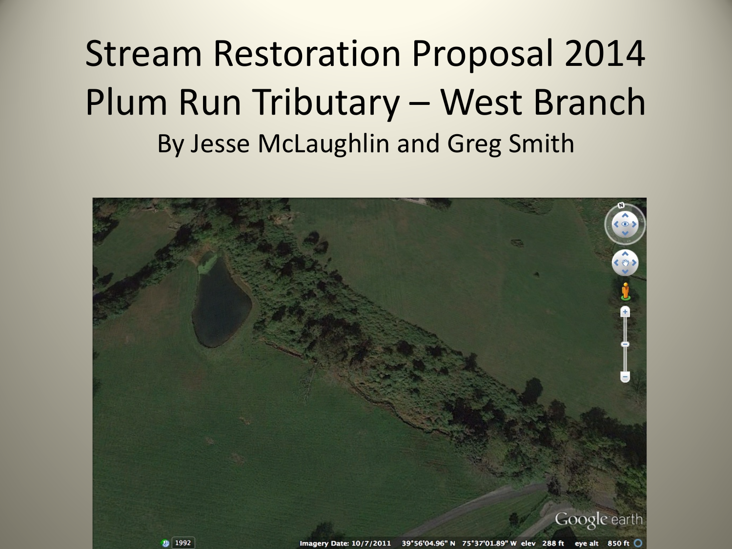# Stream Restoration Proposal 2014
# Plum Run Tributary – West Branch

By Jesse McLaughlin and Greg Smith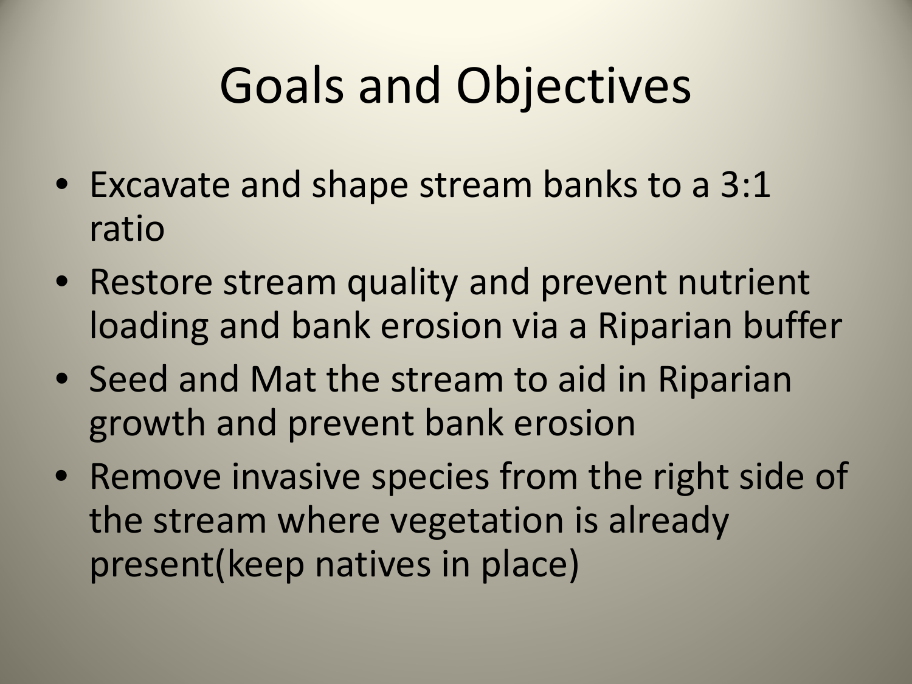# Goals and Objectives

- Excavate and shape stream banks to a 3:1 ratio
- Restore stream quality and prevent nutrient loading and bank erosion via a Riparian buffer
- Seed and Mat the stream to aid in Riparian growth and prevent bank erosion
- Remove invasive species from the right side of the stream where vegetation is already present(keep natives in place)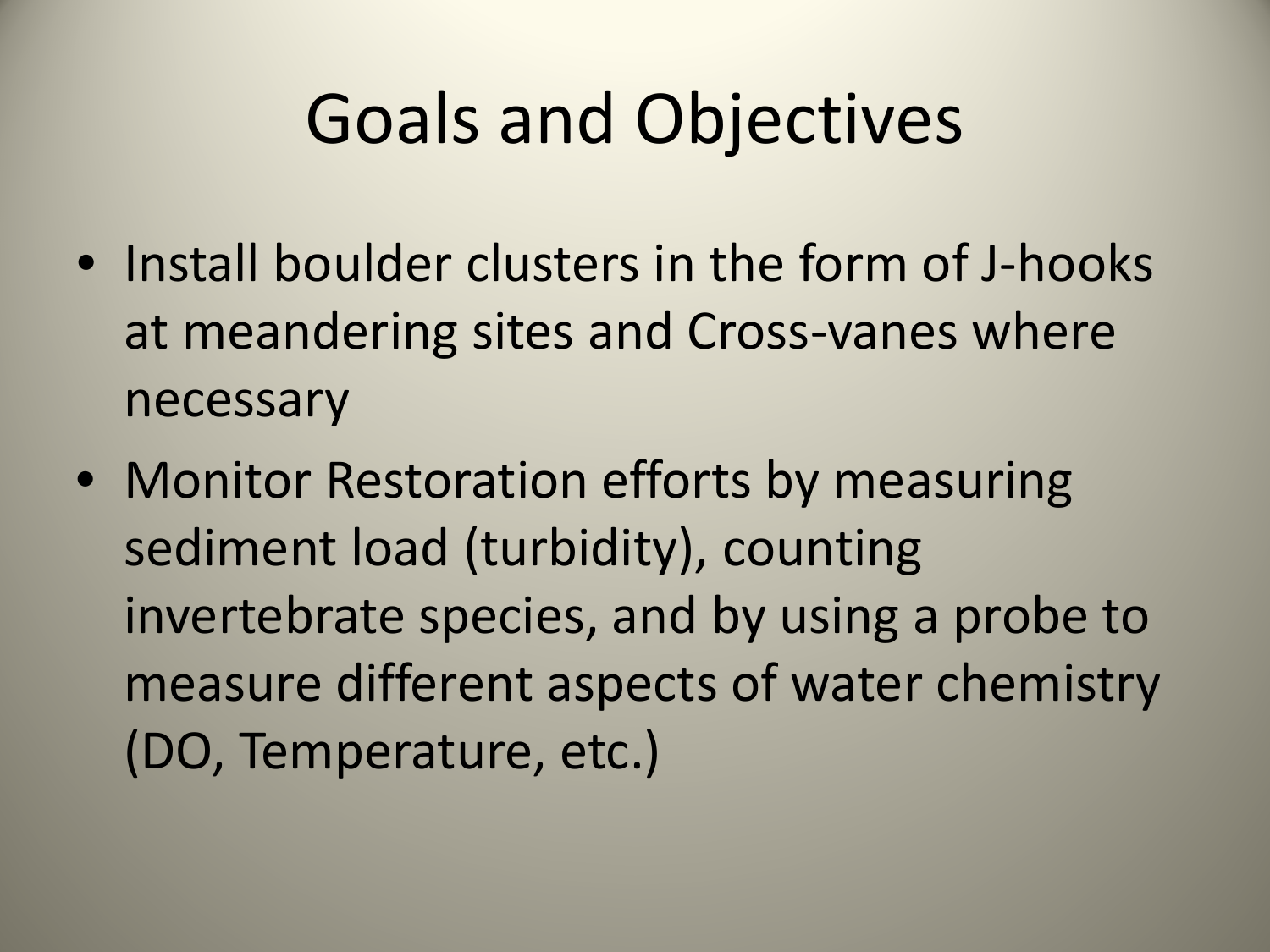# Goals and Objectives

- Install boulder clusters in the form of J-hooks at meandering sites and Cross-vanes where necessary
- Monitor Restoration efforts by measuring sediment load (turbidity), counting invertebrate species, and by using a probe to measure different aspects of water chemistry (DO, Temperature, etc.)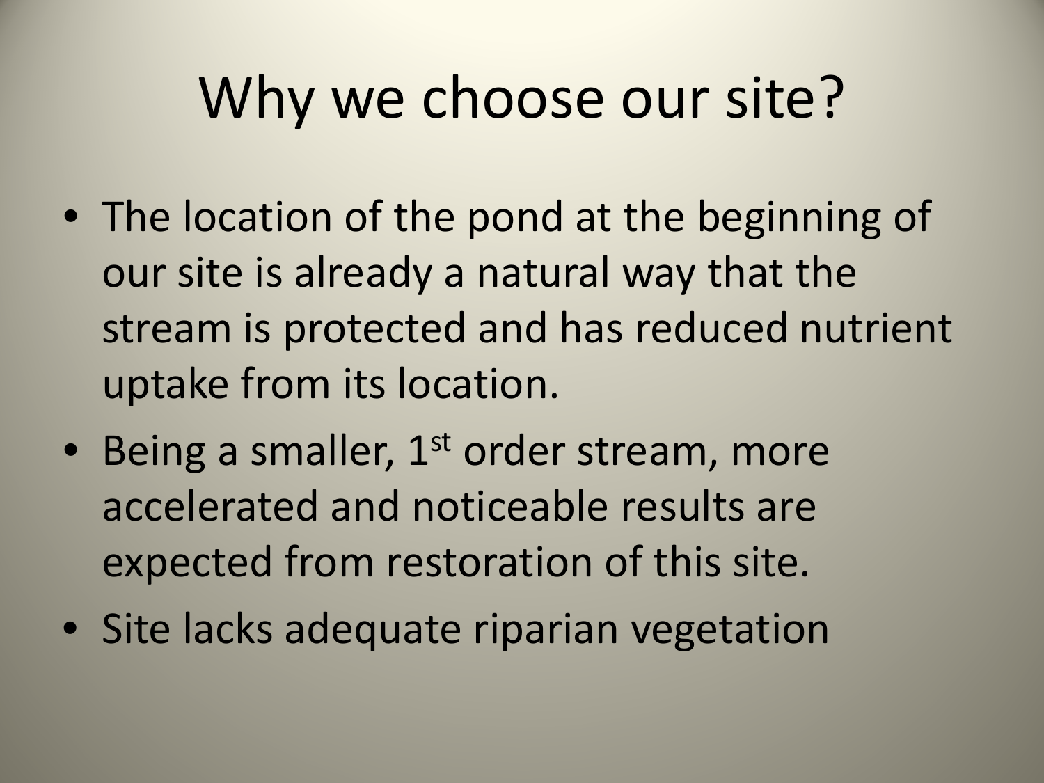# Why we choose our site?

- The location of the pond at the beginning of our site is already a natural way that the stream is protected and has reduced nutrient uptake from its location.
- Being a smaller, 1st order stream, more accelerated and noticeable results are expected from restoration of this site.
- Site lacks adequate riparian vegetation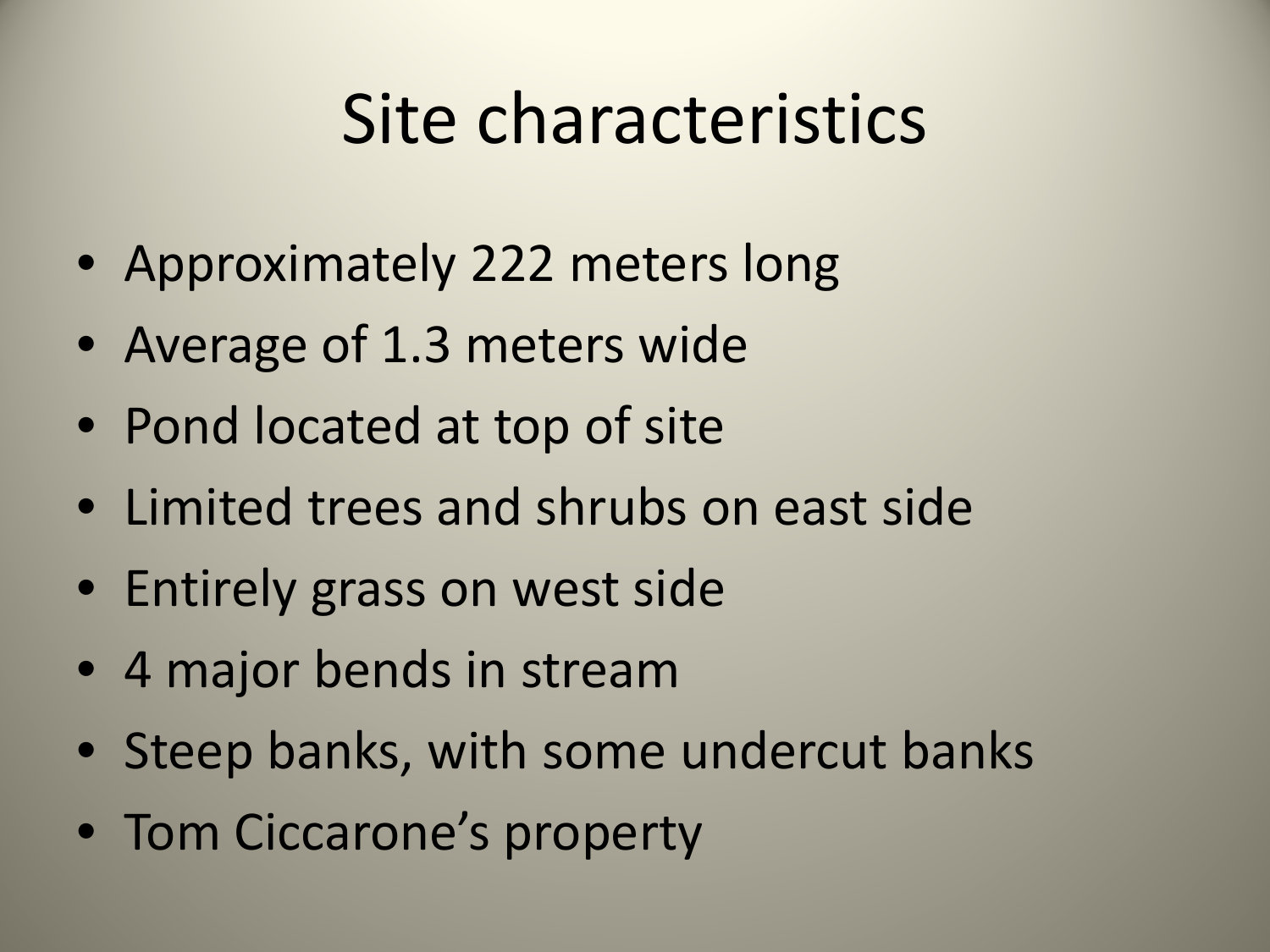# Site characteristics

- Approximately 222 meters long
- Average of 1.3 meters wide
- Pond located at top of site
- Limited trees and shrubs on east side
- Entirely grass on west side
- 4 major bends in stream
- Steep banks, with some undercut banks
- Tom Ciccarone's property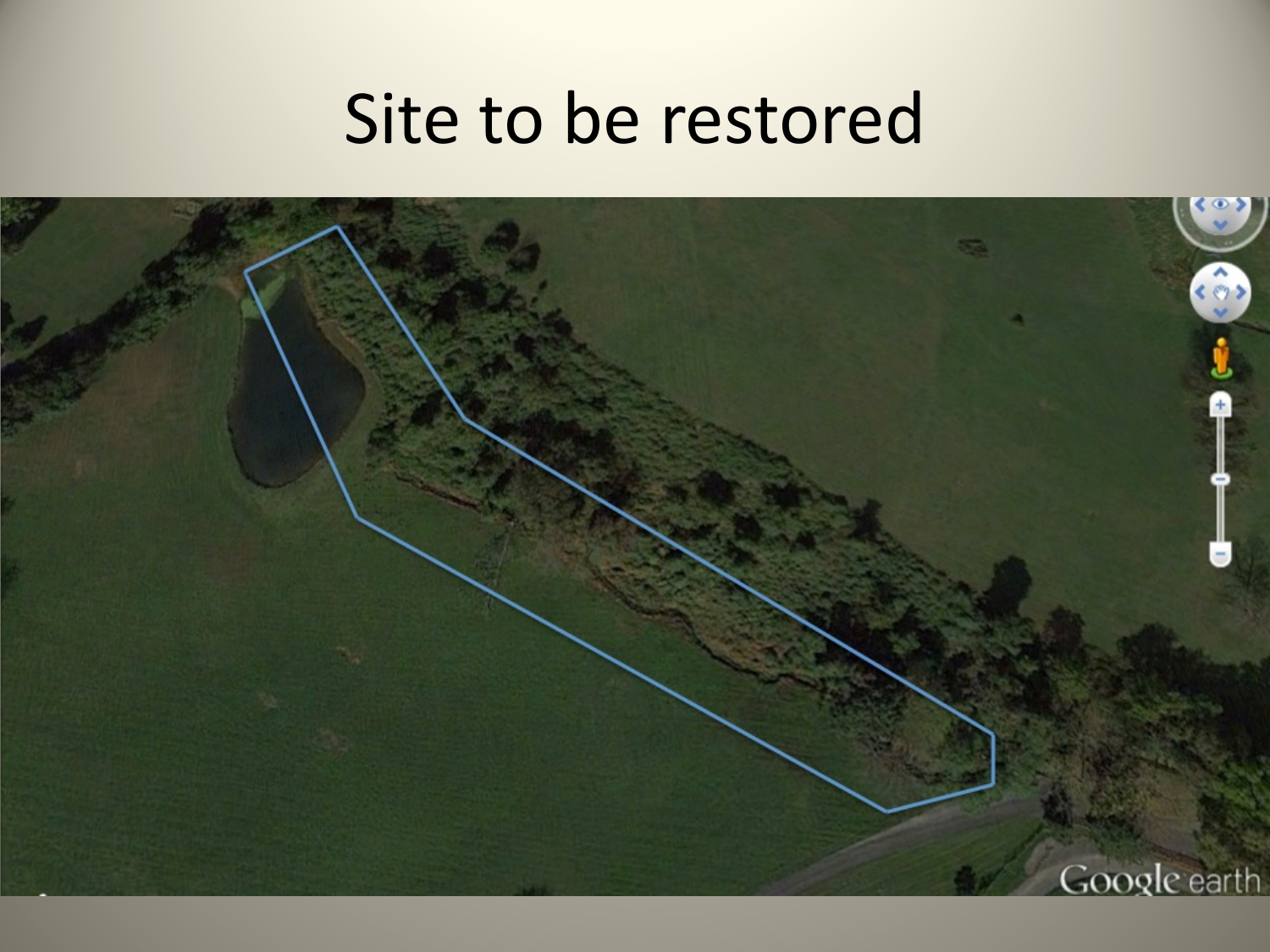# Site to be restored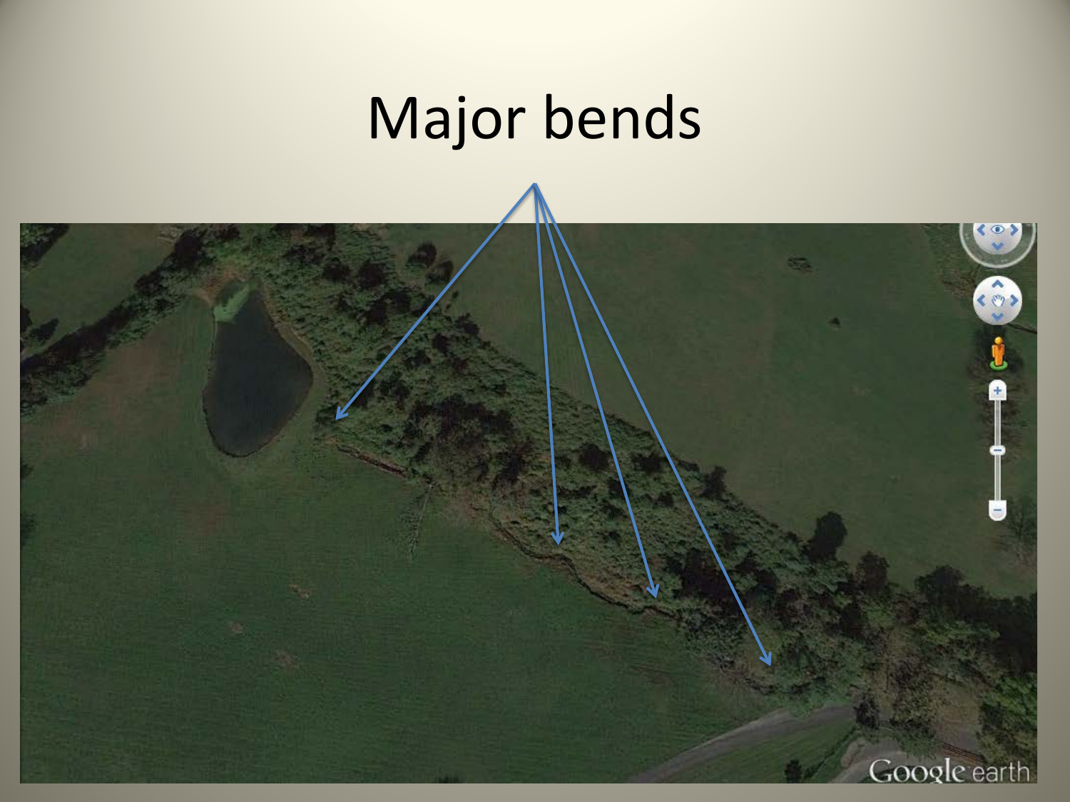# Major bends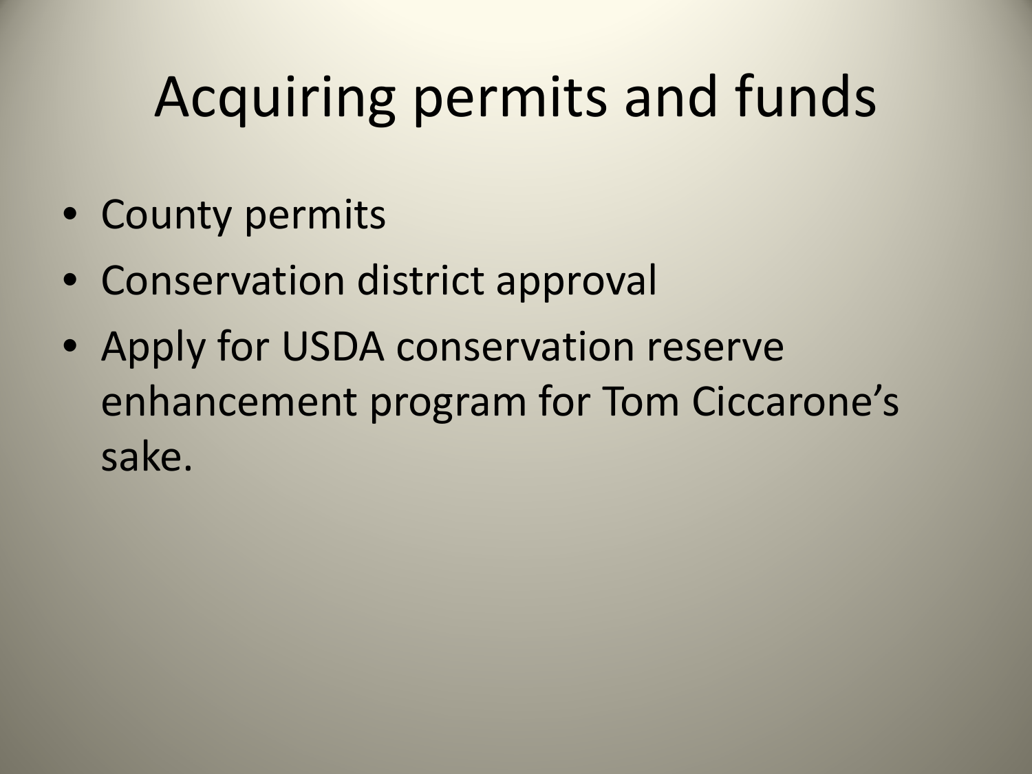# Acquiring permits and funds

- County permits
- Conservation district approval
- Apply for USDA conservation reserve enhancement program for Tom Ciccarone's sake.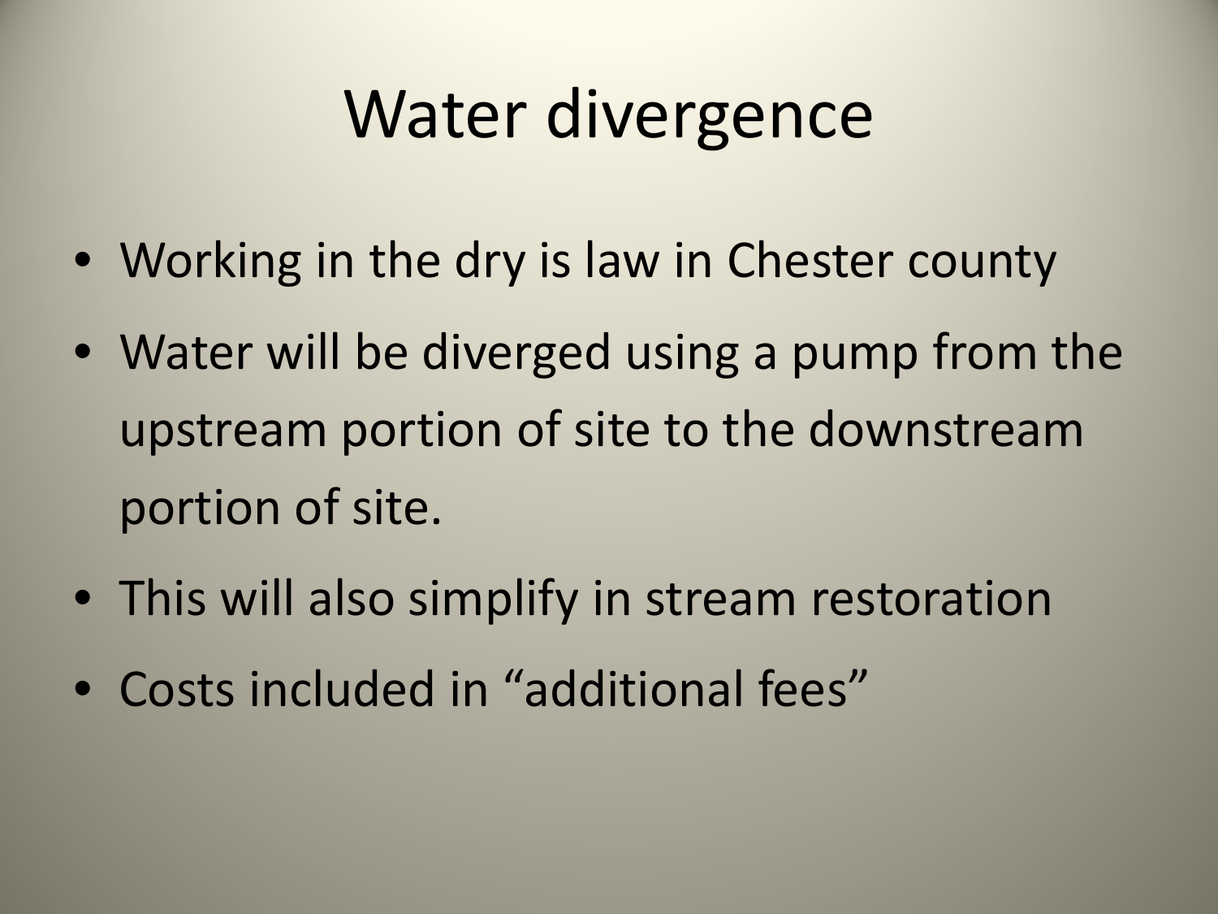# Water divergence

- Working in the dry is law in Chester county
- Water will be diverged using a pump from the upstream portion of site to the downstream portion of site.
- This will also simplify in stream restoration
- Costs included in “additional fees”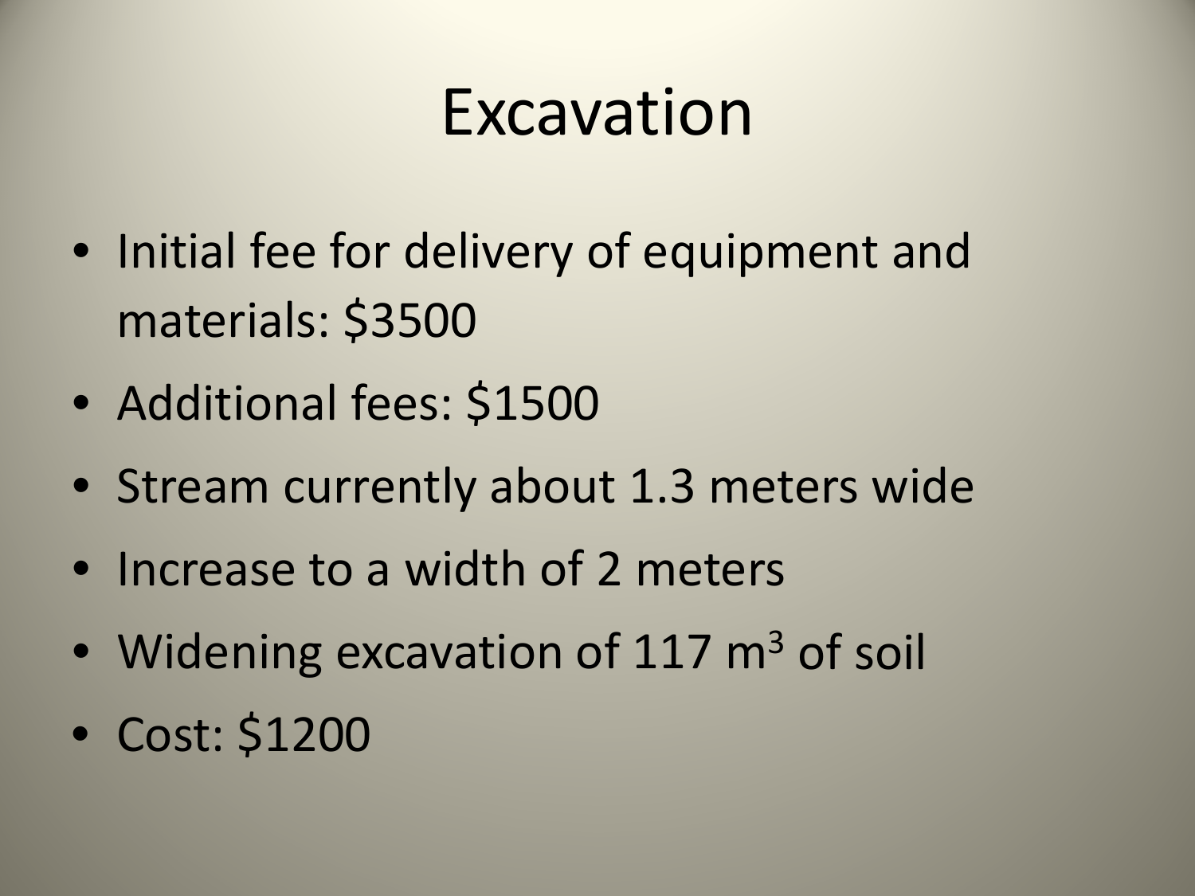# Excavation

- Initial fee for delivery of equipment and materials: $3500
- Additional fees: $1500
- Stream currently about 1.3 meters wide
- Increase to a width of 2 meters
- Widening excavation of 117 $m^3$ of soil
- Cost: $1200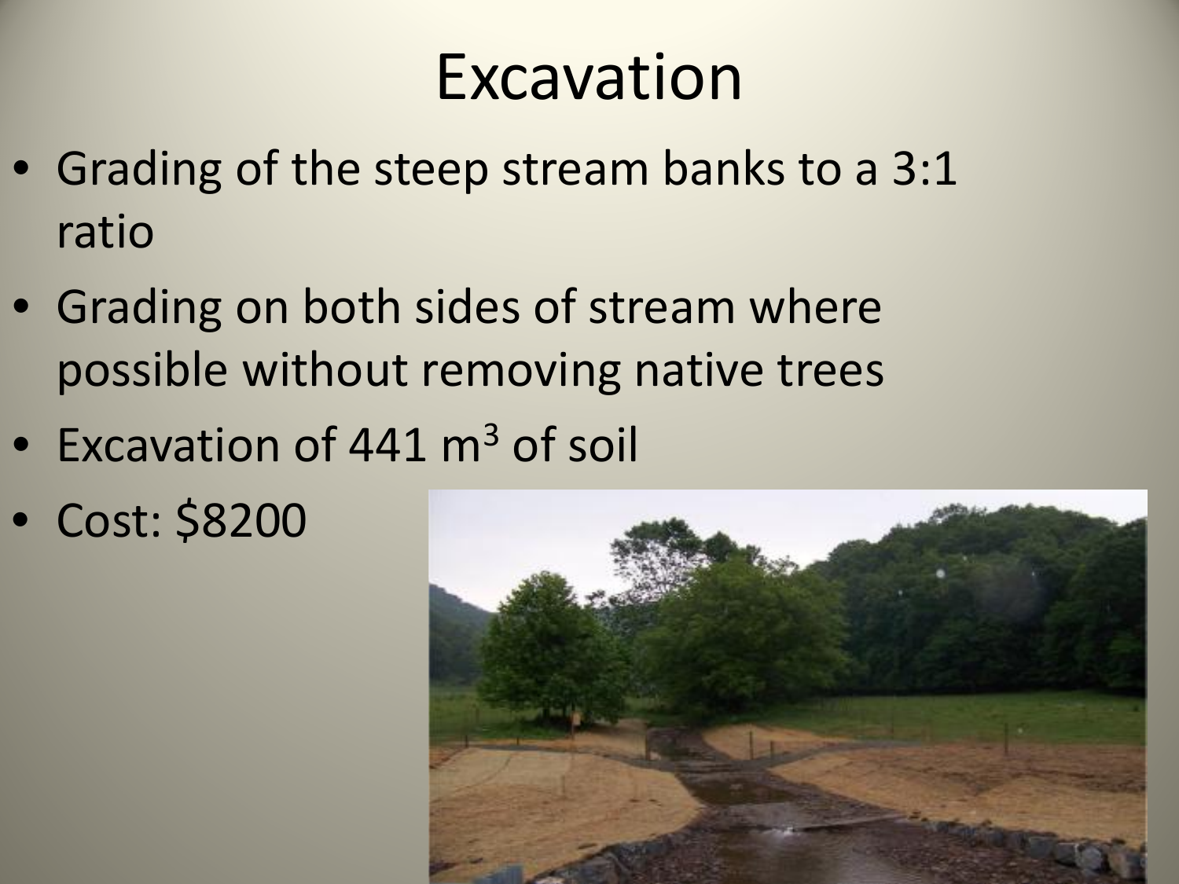# Excavation

- Grading of the steep stream banks to a 3:1 ratio
- Grading on both sides of stream where possible without removing native trees
- Excavation of 441 $m^3$ of soil
- Cost: $8200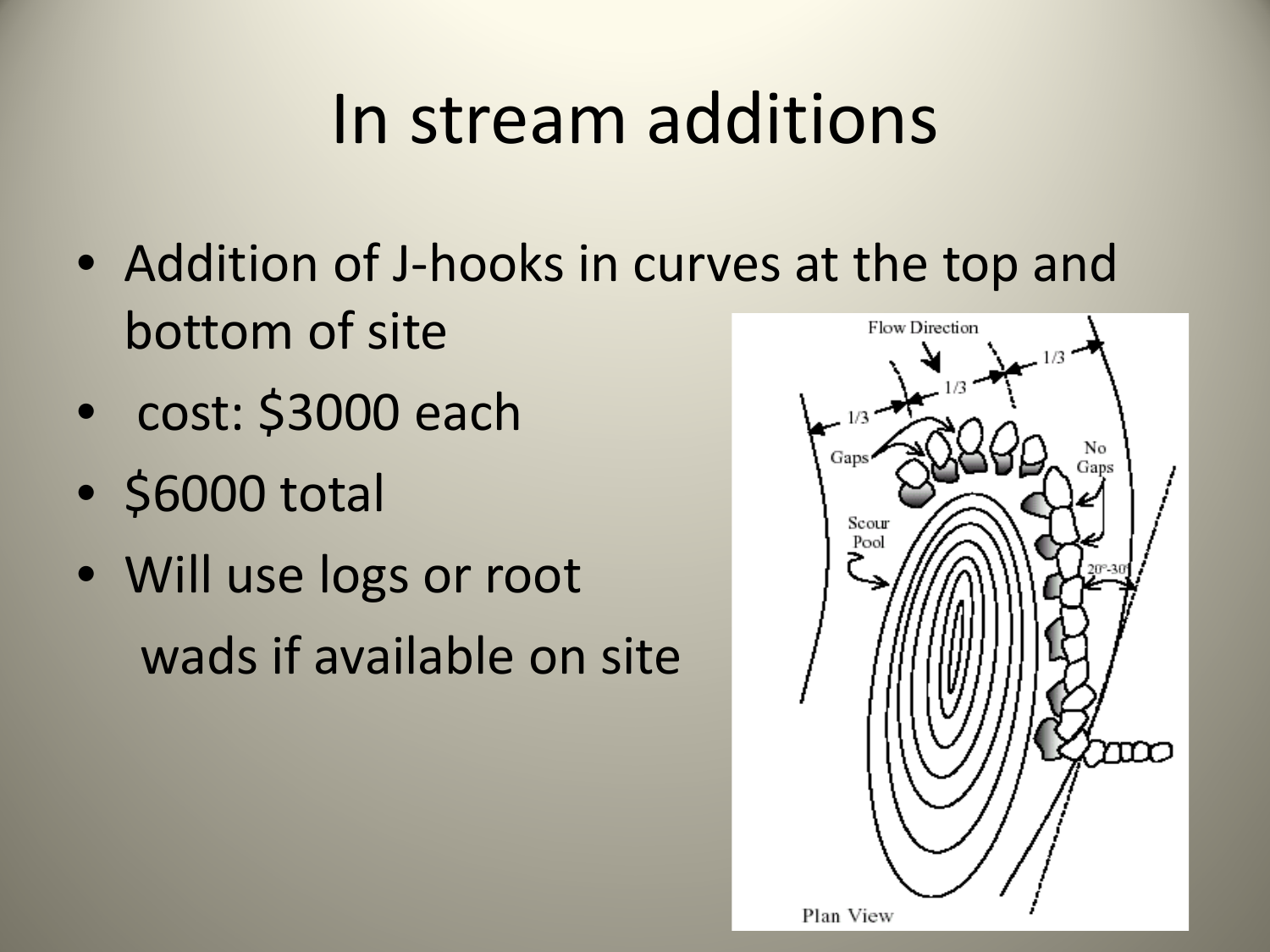# In stream additions

- Addition of J-hooks in curves at the top and bottom of site
- cost: $3000 each
- $6000 total
- Will use logs or root wads if available on site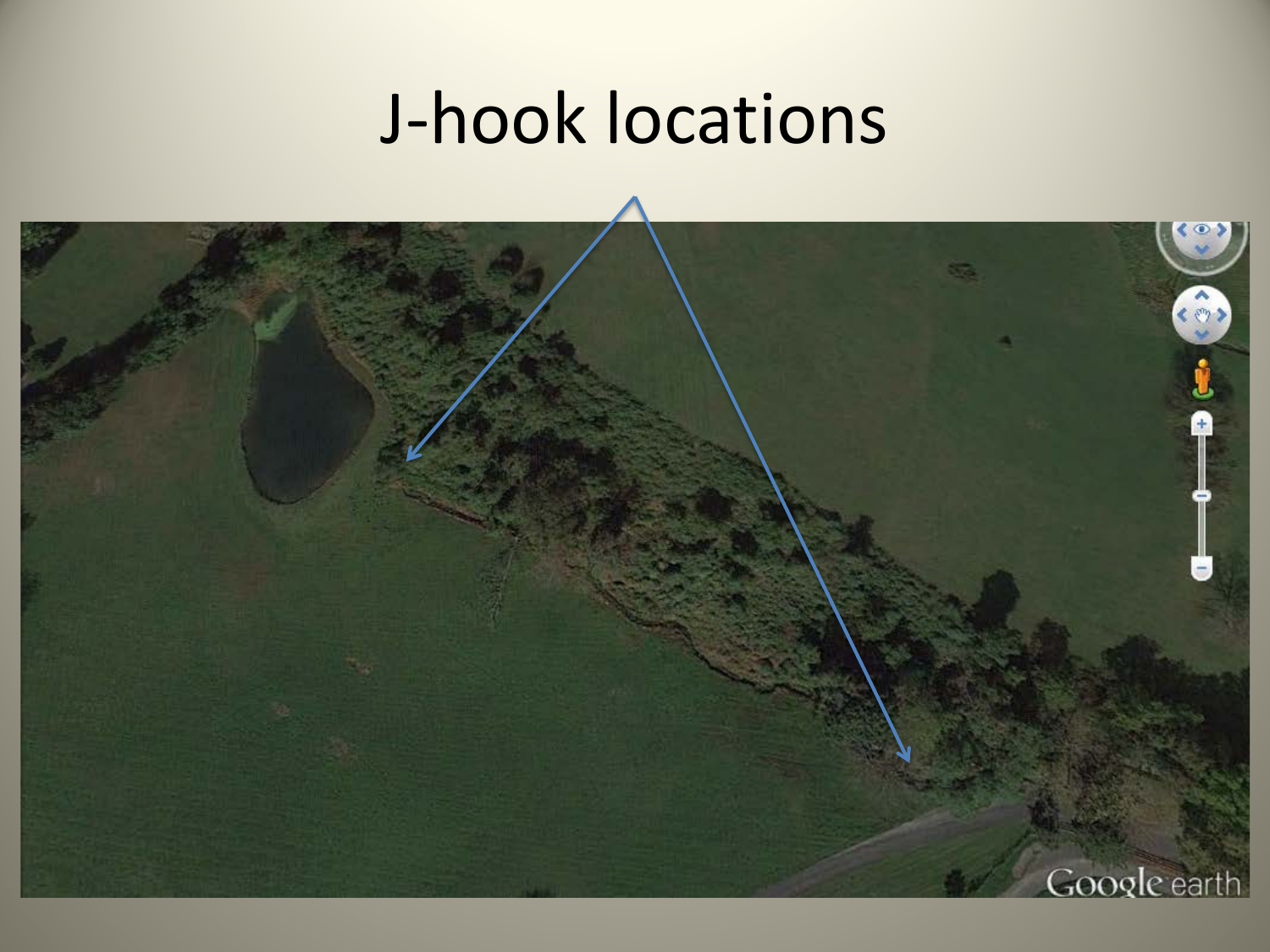# J-hook locations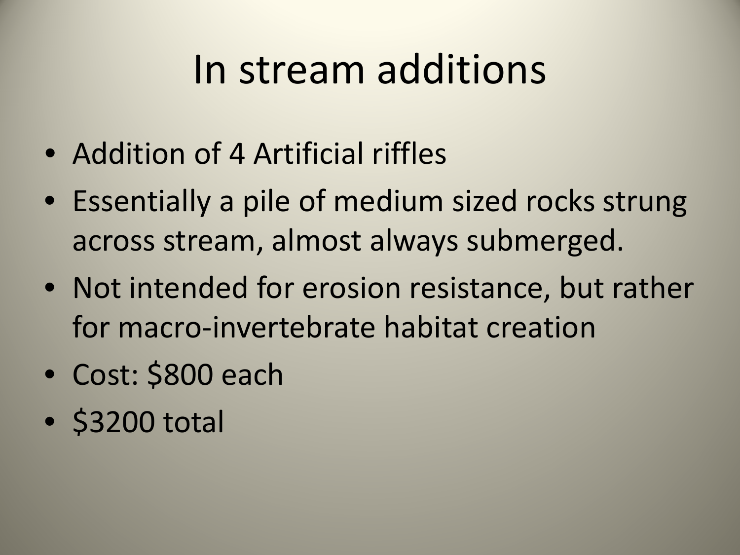# In stream additions

- Addition of 4 Artificial riffles
- Essentially a pile of medium sized rocks strung across stream, almost always submerged.
- Not intended for erosion resistance, but rather for macro-invertebrate habitat creation
- Cost: $800 each
- $3200 total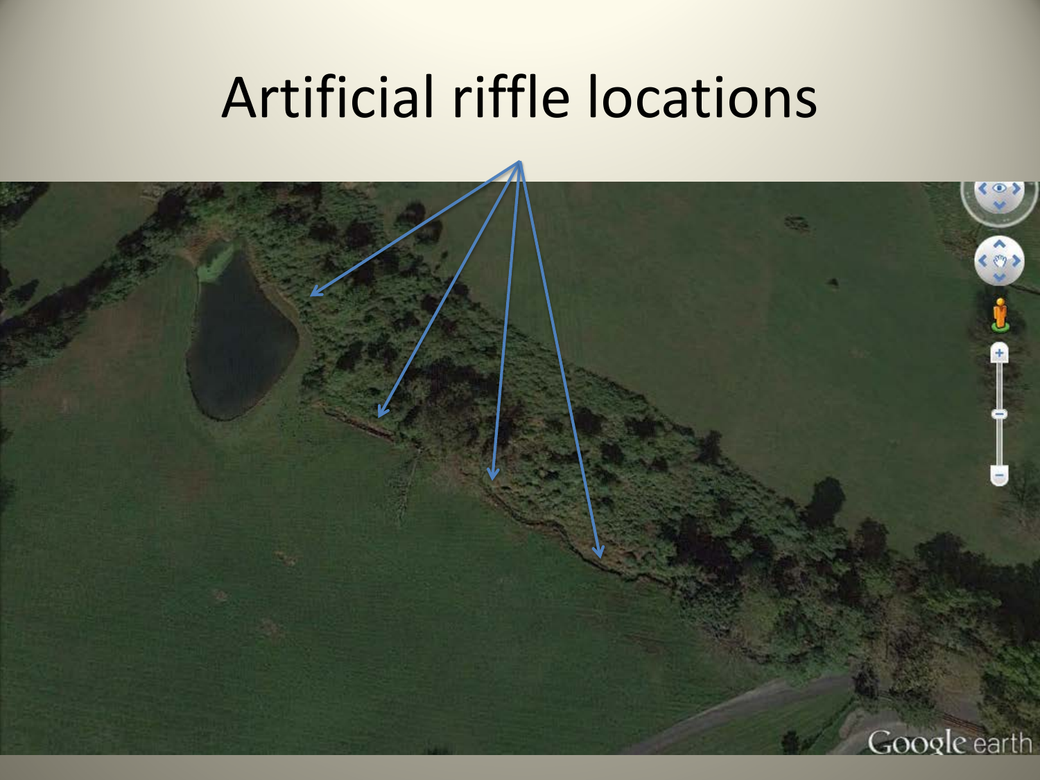# Artificial riffle locations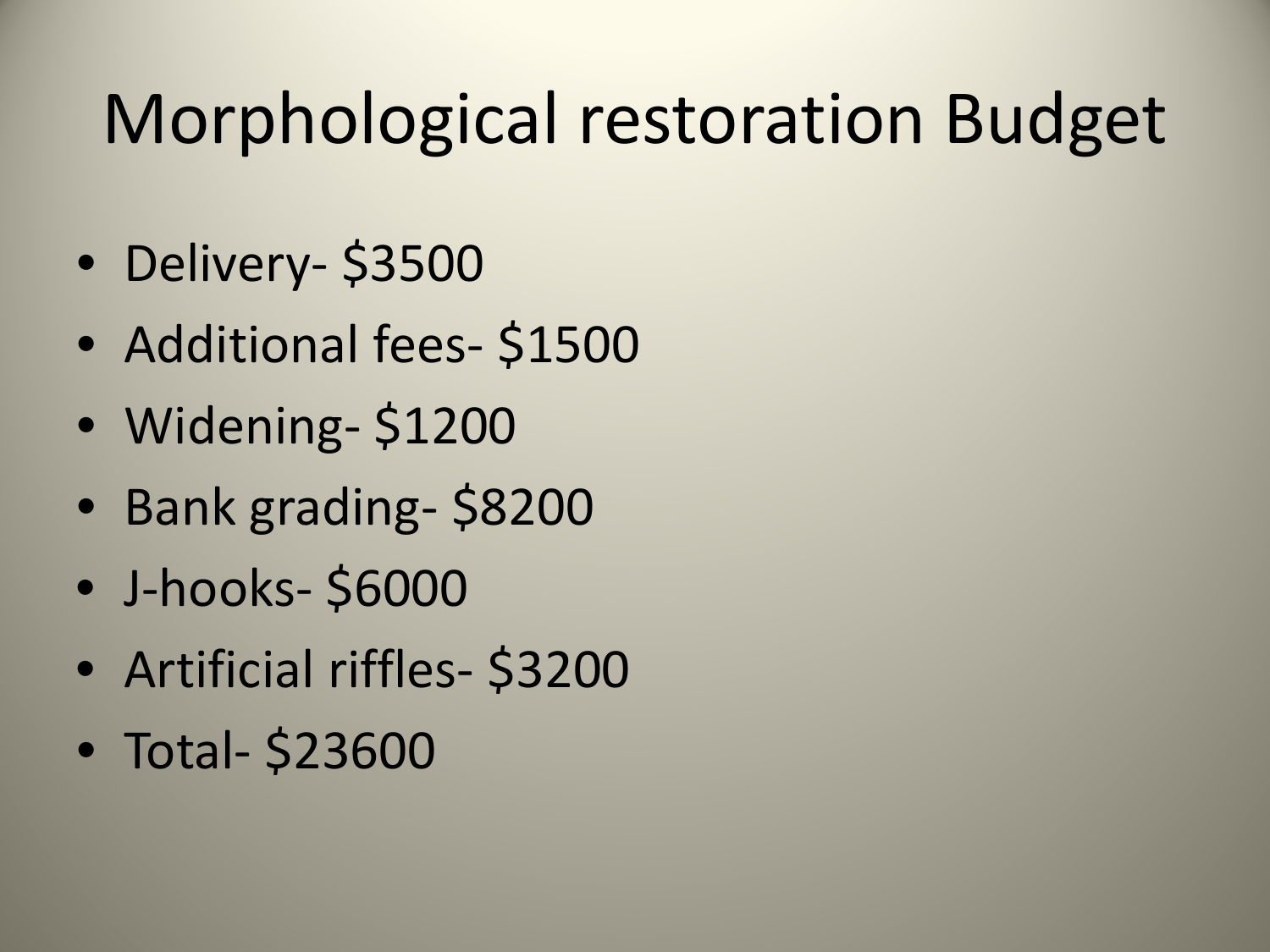# Morphological restoration Budget

- Delivery- $3500
- Additional fees- $1500
- Widening- $1200
- Bank grading- $8200
- J-hooks- $6000
- Artificial riffles- $3200
- Total- $23600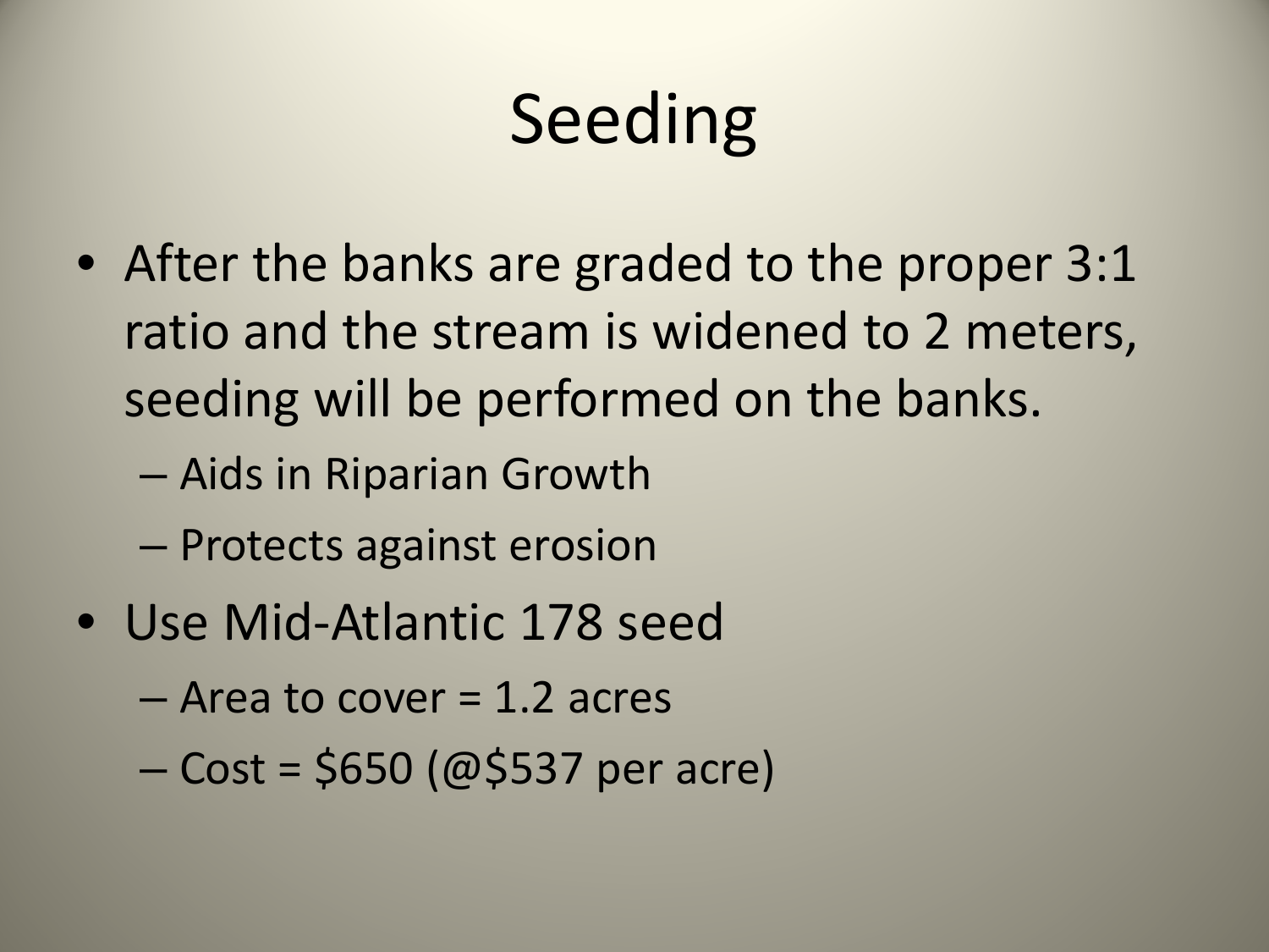# Seeding

- After the banks are graded to the proper 3:1 ratio and the stream is widened to 2 meters, seeding will be performed on the banks.
  - Aids in Riparian Growth
  - Protects against erosion
- Use Mid-Atlantic 178 seed
  - Area to cover = 1.2 acres
  - Cost = $650 (@$537 per acre)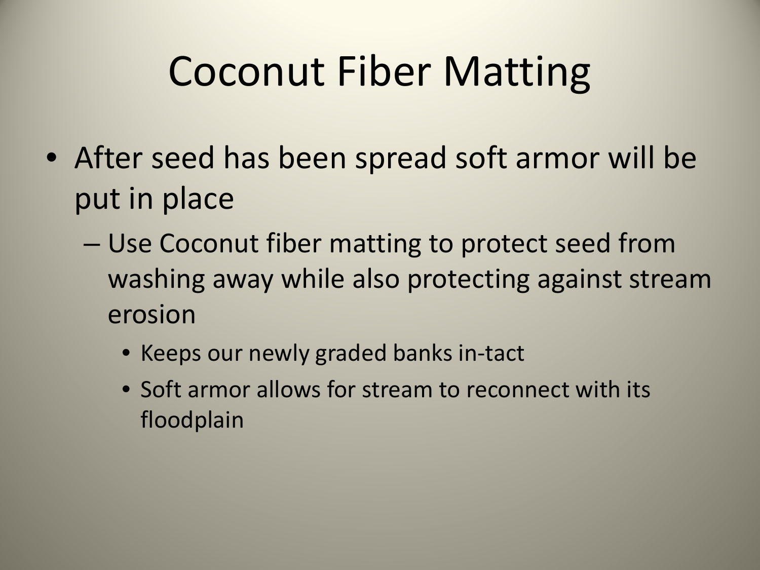# Coconut Fiber Matting

- After seed has been spread soft armor will be put in place
  - Use Coconut fiber matting to protect seed from washing away while also protecting against stream erosion
    - Keeps our newly graded banks in-tact
    - Soft armor allows for stream to reconnect with its floodplain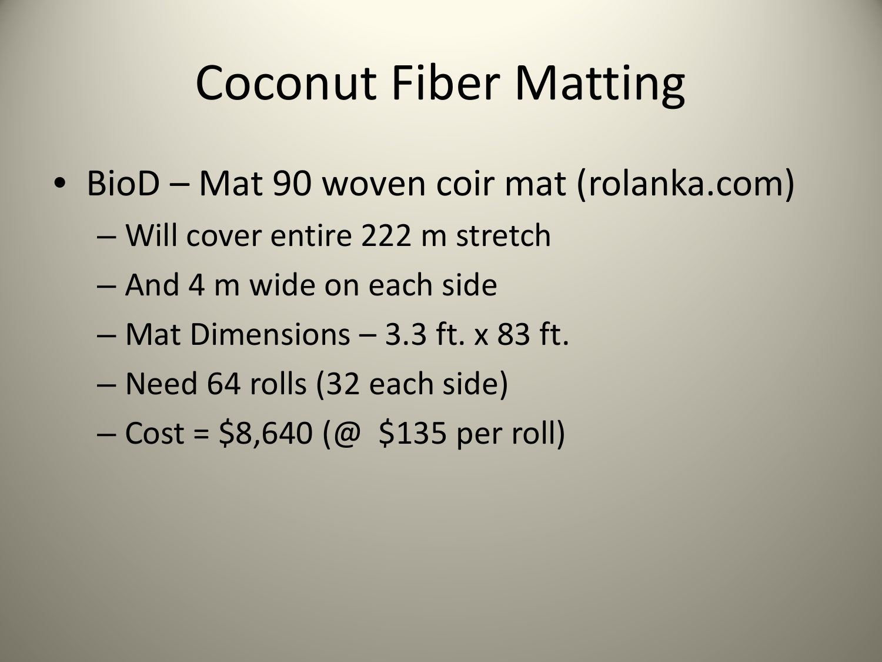# Coconut Fiber Matting

- BioD – Mat 90 woven coir mat (rolanka.com)
  - Will cover entire 222 m stretch
  - And 4 m wide on each side
  - Mat Dimensions – 3.3 ft. x 83 ft.
  - Need 64 rolls (32 each side)
  - Cost = $8,640 (@ $135 per roll)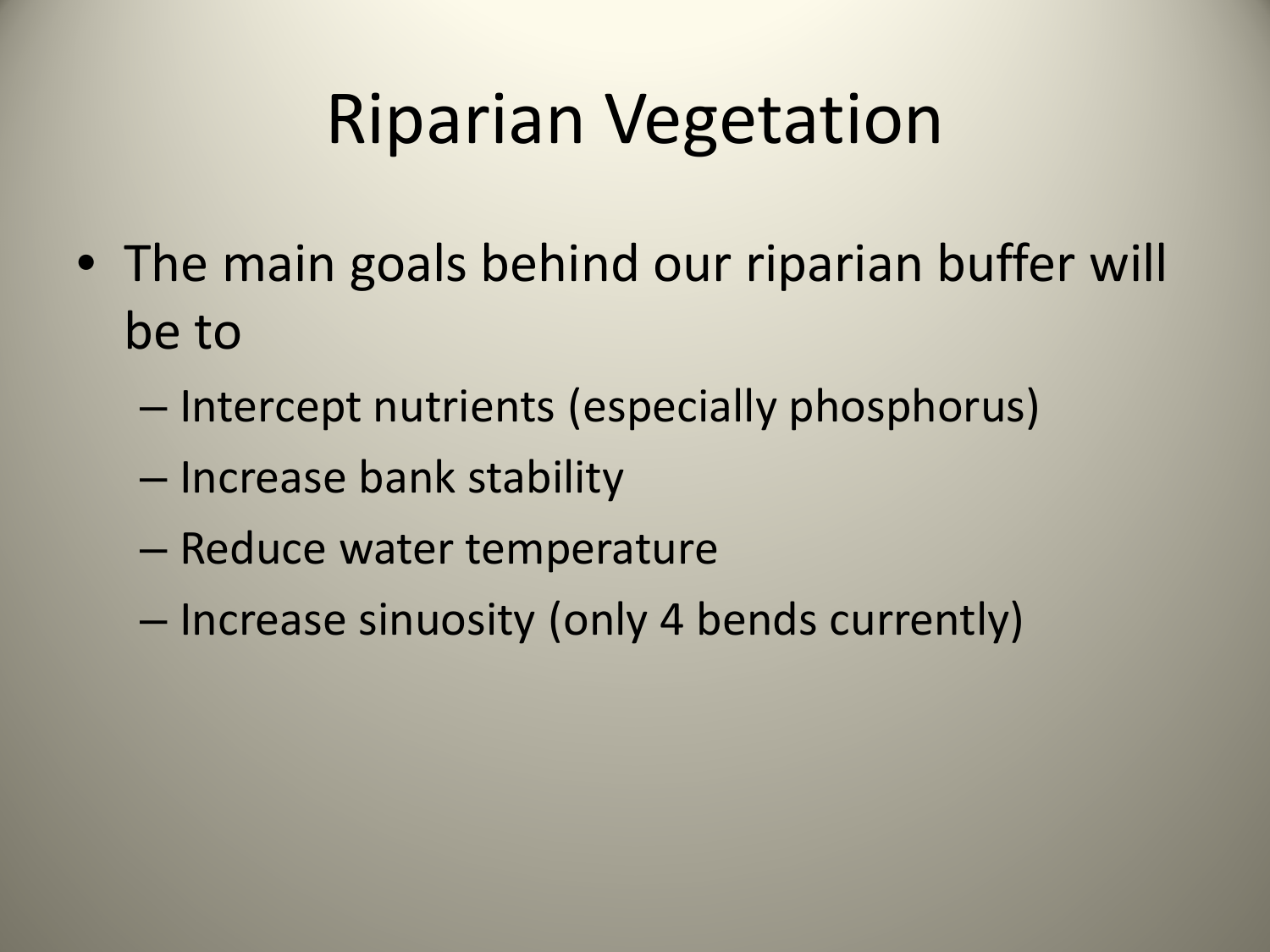# Riparian Vegetation

- The main goals behind our riparian buffer will be to
  - Intercept nutrients (especially phosphorus)
  - Increase bank stability
  - Reduce water temperature
  - Increase sinuosity (only 4 bends currently)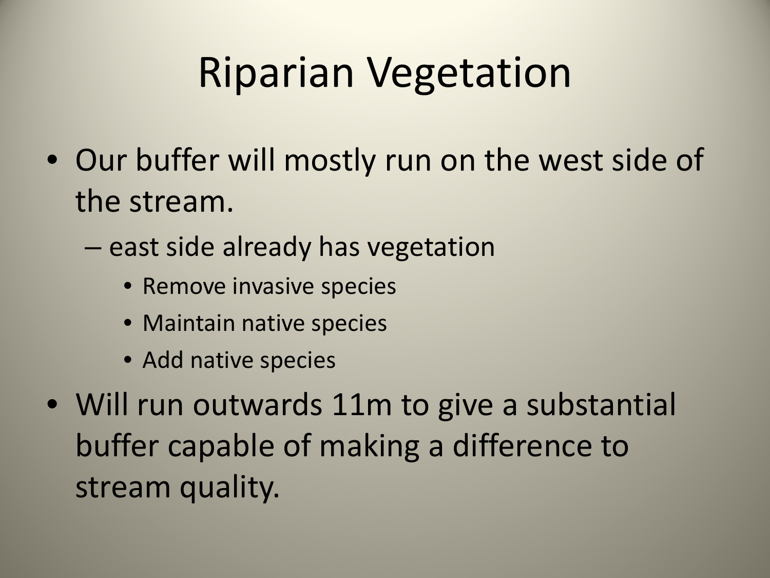# Riparian Vegetation

- Our buffer will mostly run on the west side of the stream.
  - east side already has vegetation
    - Remove invasive species
    - Maintain native species
    - Add native species
- Will run outwards 11m to give a substantial buffer capable of making a difference to stream quality.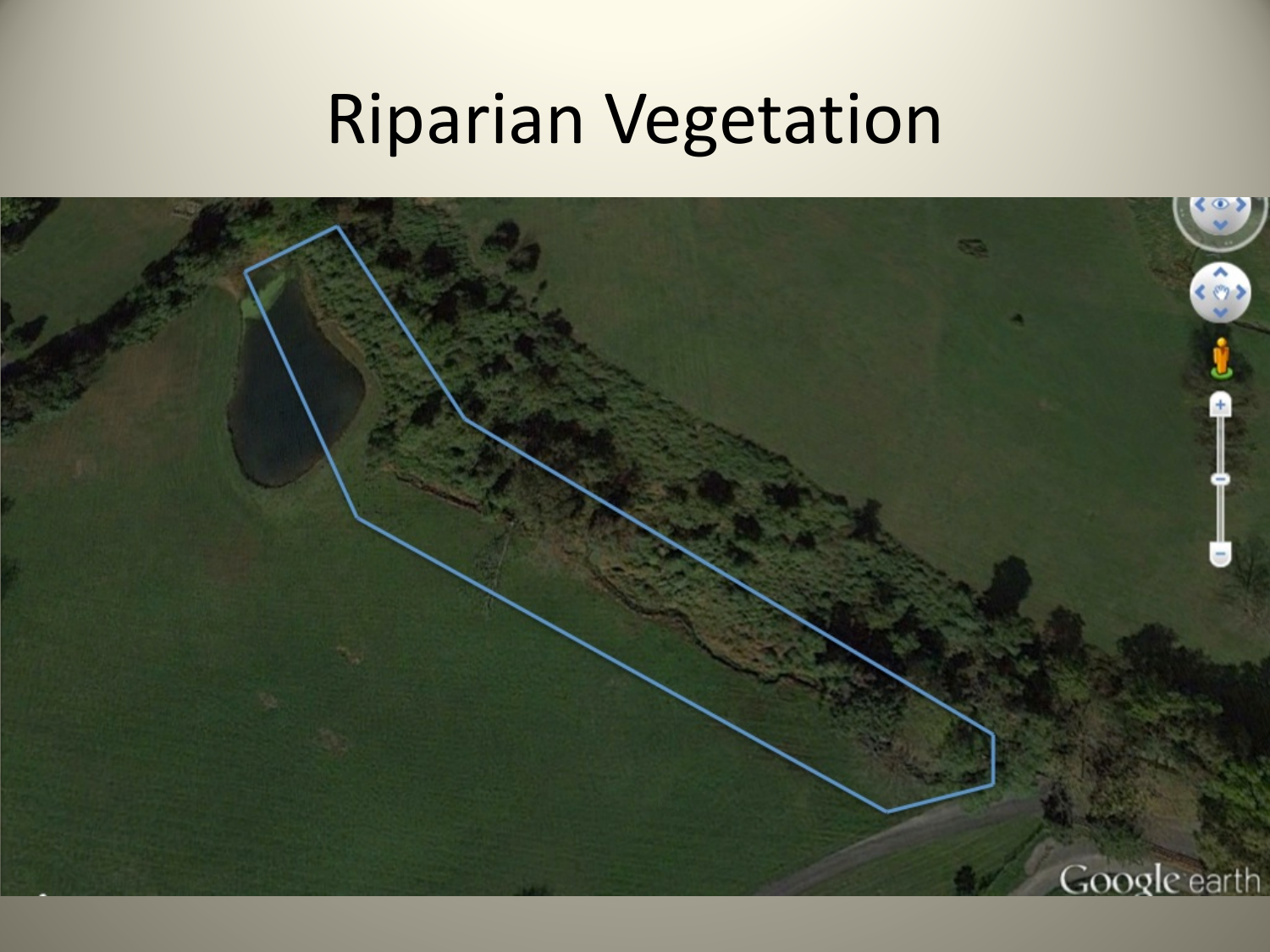# Riparian Vegetation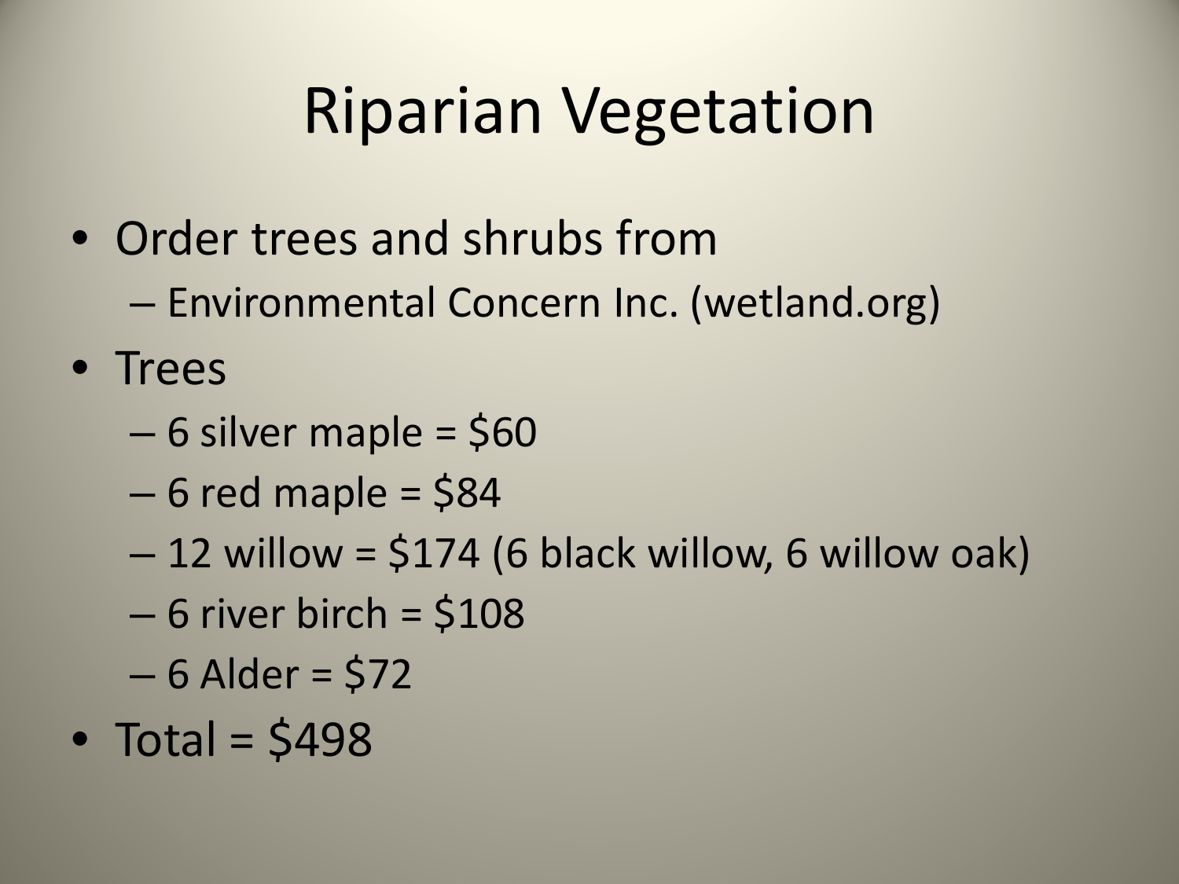# Riparian Vegetation

- Order trees and shrubs from
  - Environmental Concern Inc. (wetland.org)
- Trees
  - 6 silver maple = $60
  - 6 red maple = $84
  - 12 willow = $174 (6 black willow, 6 willow oak)
  - 6 river birch = $108
  - 6 Alder = $72
- Total = $498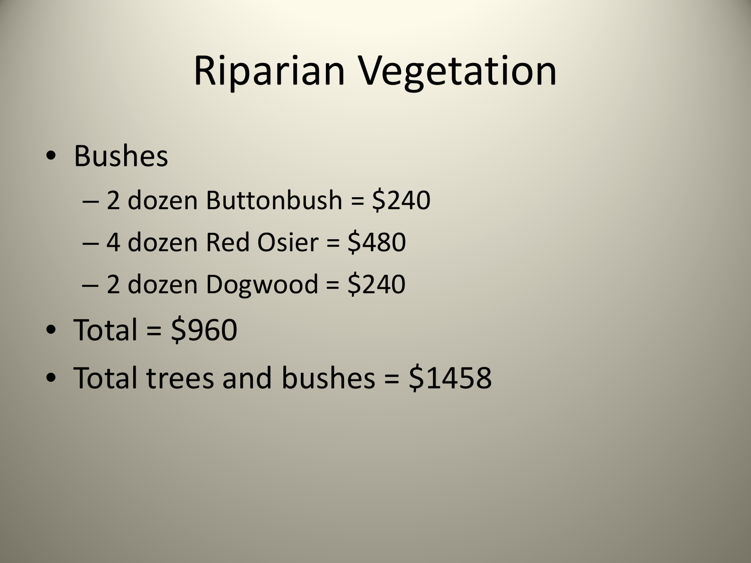# Riparian Vegetation

- Bushes
  - 2 dozen Buttonbush = $240
  - 4 dozen Red Osier = $480
  - 2 dozen Dogwood = $240
- Total = $960
- Total trees and bushes = $1458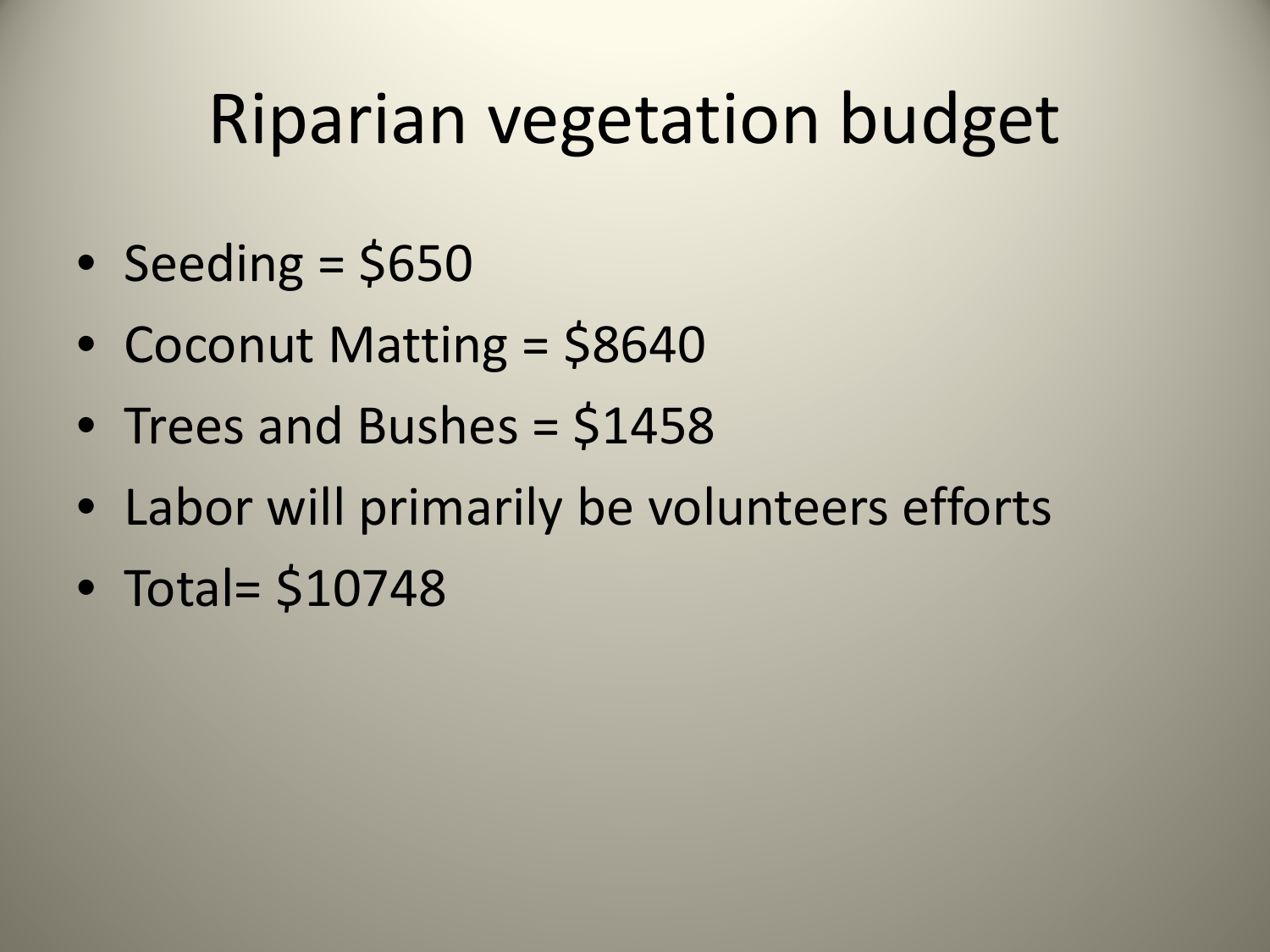# Riparian vegetation budget

- Seeding = $650
- Coconut Matting = $8640
- Trees and Bushes = $1458
- Labor will primarily be volunteers efforts
- Total= $10748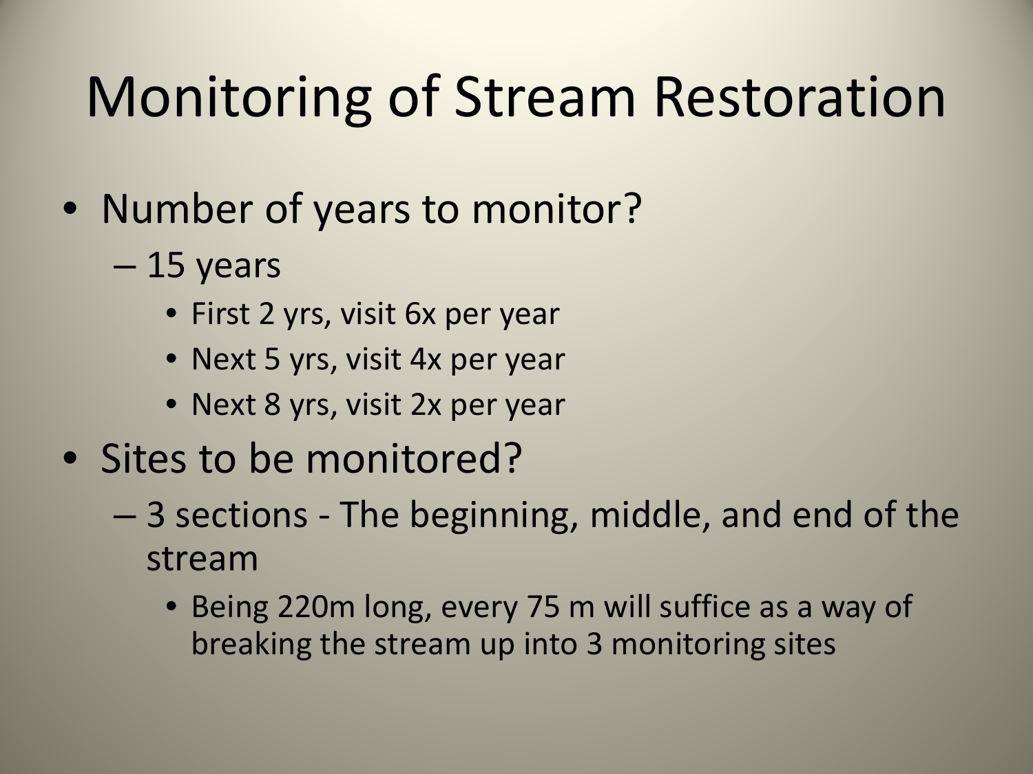# Monitoring of Stream Restoration

- Number of years to monitor?
  - 15 years
    - First 2 yrs, visit 6x per year
    - Next 5 yrs, visit 4x per year
    - Next 8 yrs, visit 2x per year
- Sites to be monitored?
  - 3 sections - The beginning, middle, and end of the stream
    - Being 220m long, every 75 m will suffice as a way of breaking the stream up into 3 monitoring sites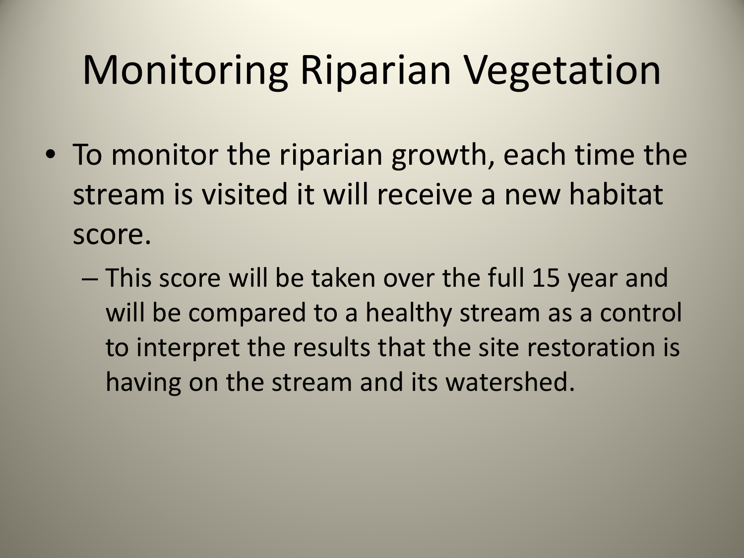# Monitoring Riparian Vegetation

- To monitor the riparian growth, each time the stream is visited it will receive a new habitat score.
  - This score will be taken over the full 15 year and will be compared to a healthy stream as a control to interpret the results that the site restoration is having on the stream and its watershed.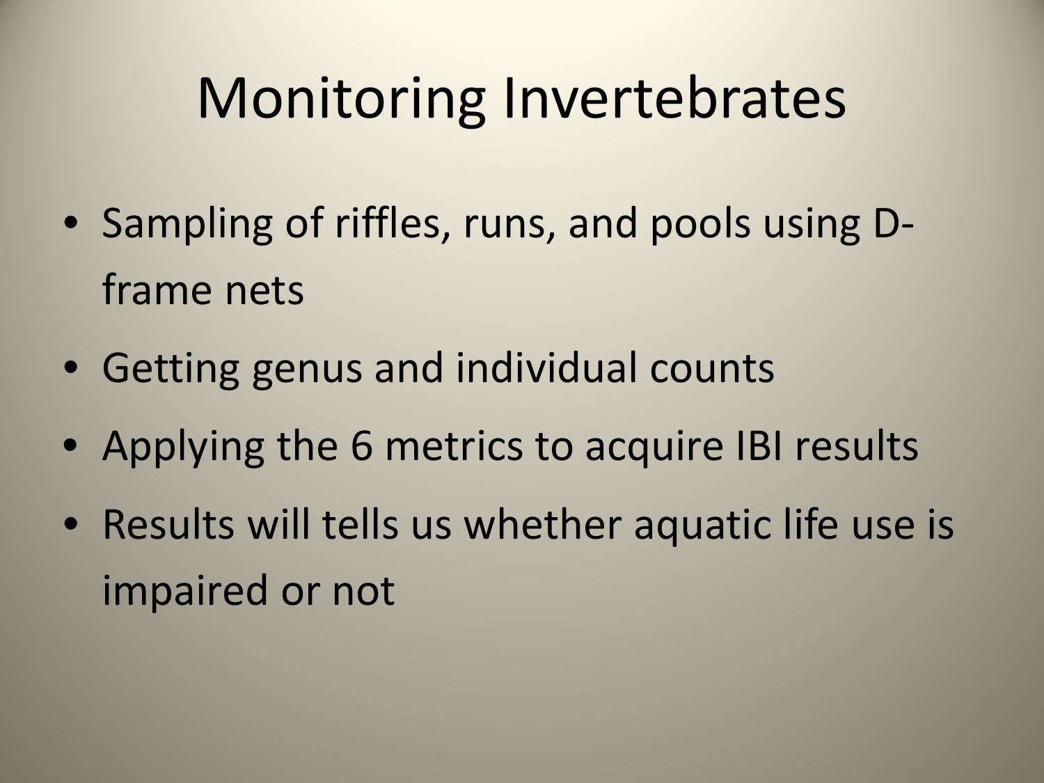# Monitoring Invertebrates

- Sampling of riffles, runs, and pools using D-frame nets
- Getting genus and individual counts
- Applying the 6 metrics to acquire IBI results
- Results will tells us whether aquatic life use is impaired or not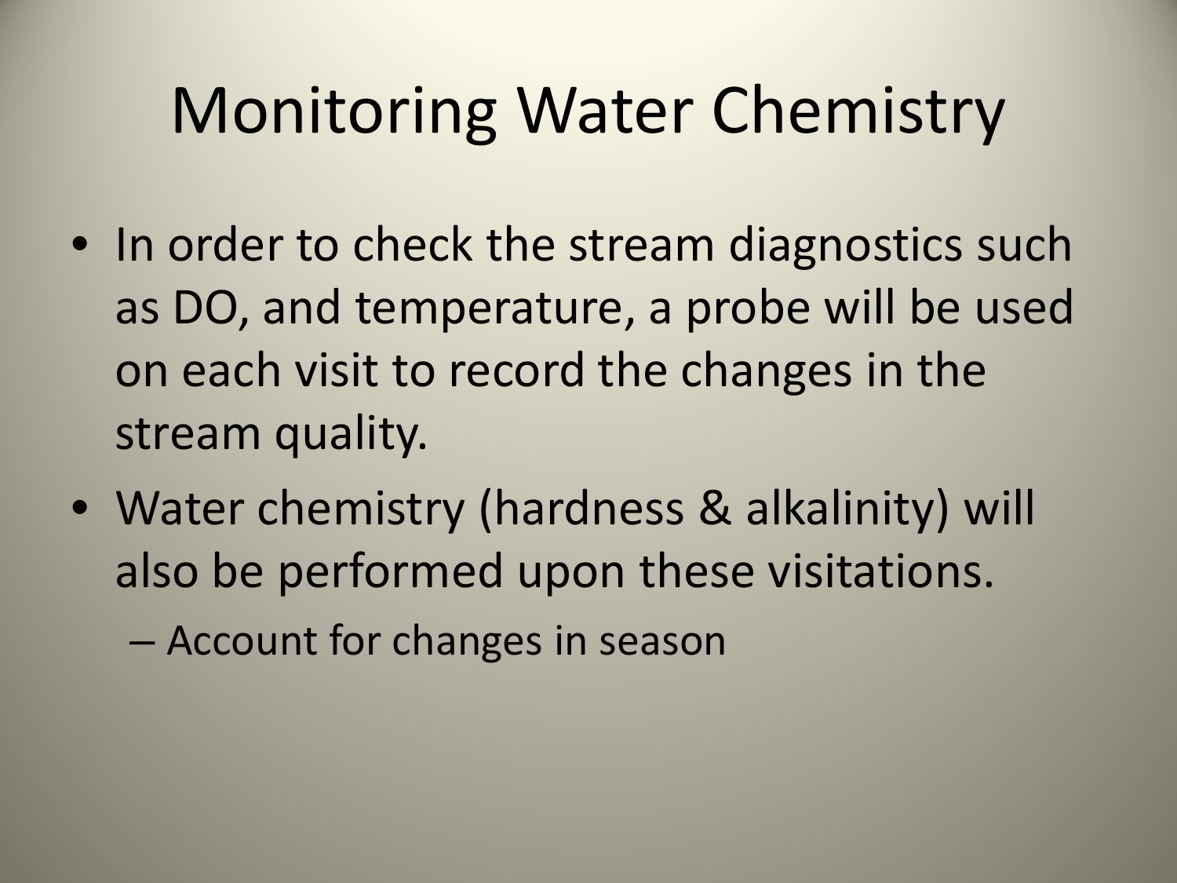# Monitoring Water Chemistry

- In order to check the stream diagnostics such as DO, and temperature, a probe will be used on each visit to record the changes in the stream quality.
- Water chemistry (hardness & alkalinity) will also be performed upon these visitations.
  - Account for changes in season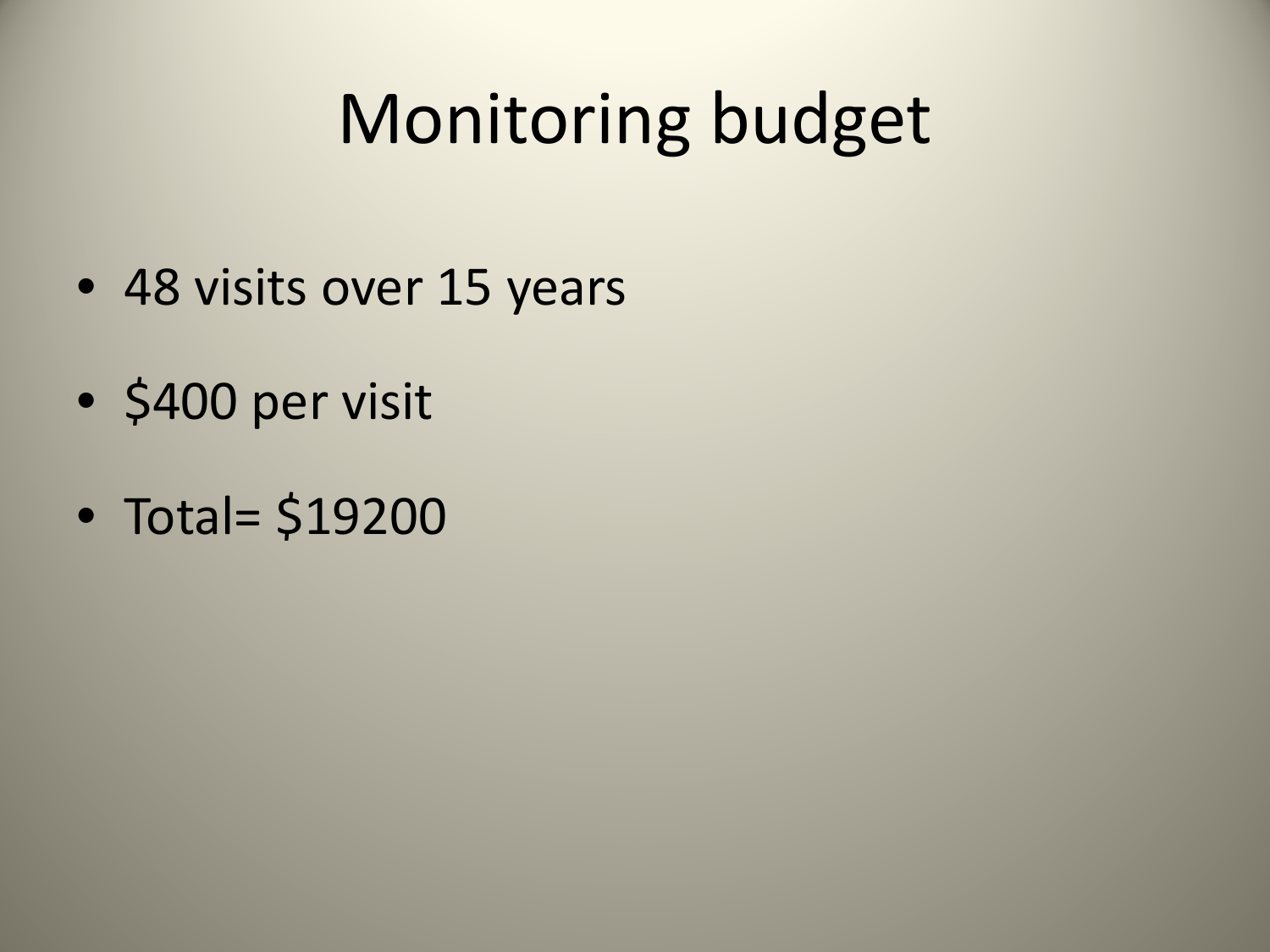# Monitoring budget

- 48 visits over 15 years
- $400 per visit
- Total= $19200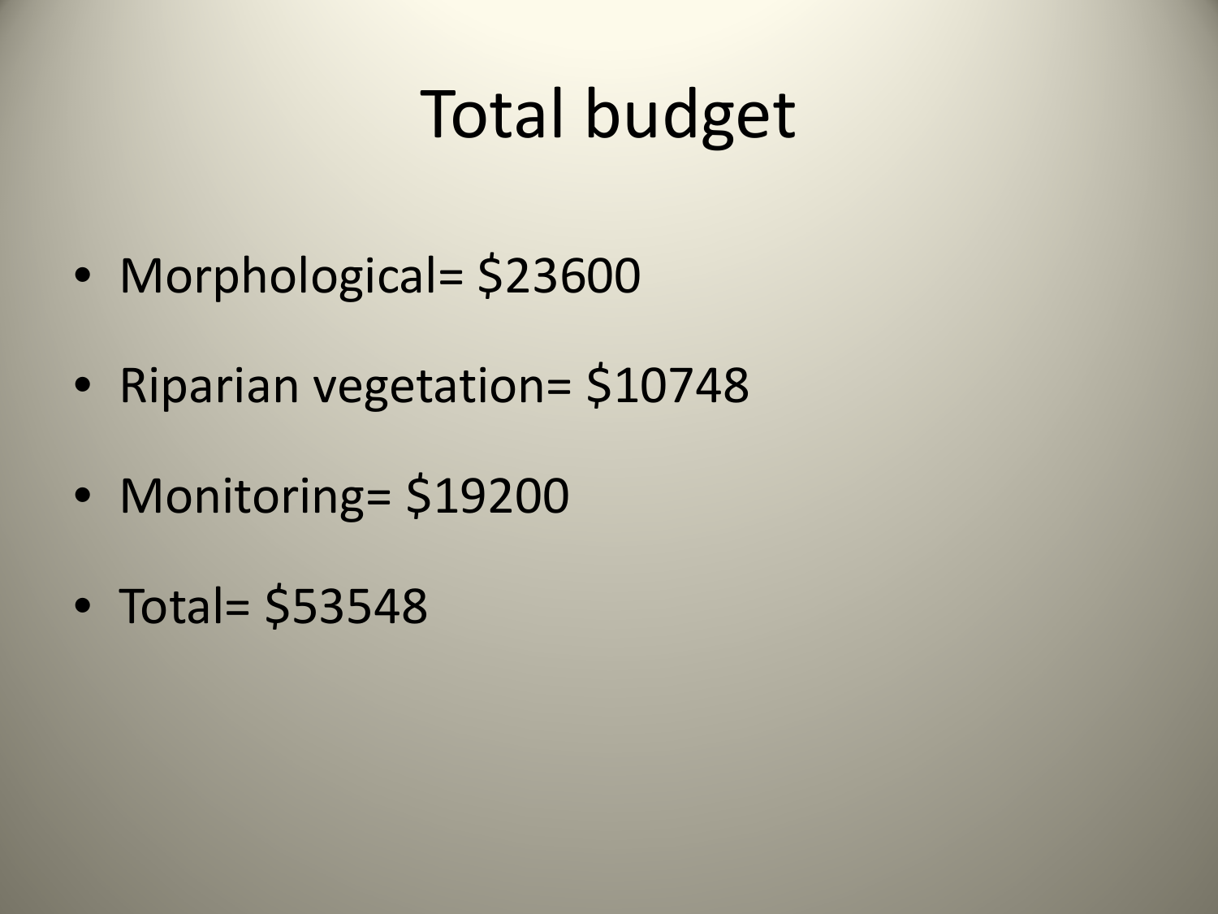# Total budget

- Morphological= $23600
- Riparian vegetation= $10748
- Monitoring= $19200
- Total= $53548